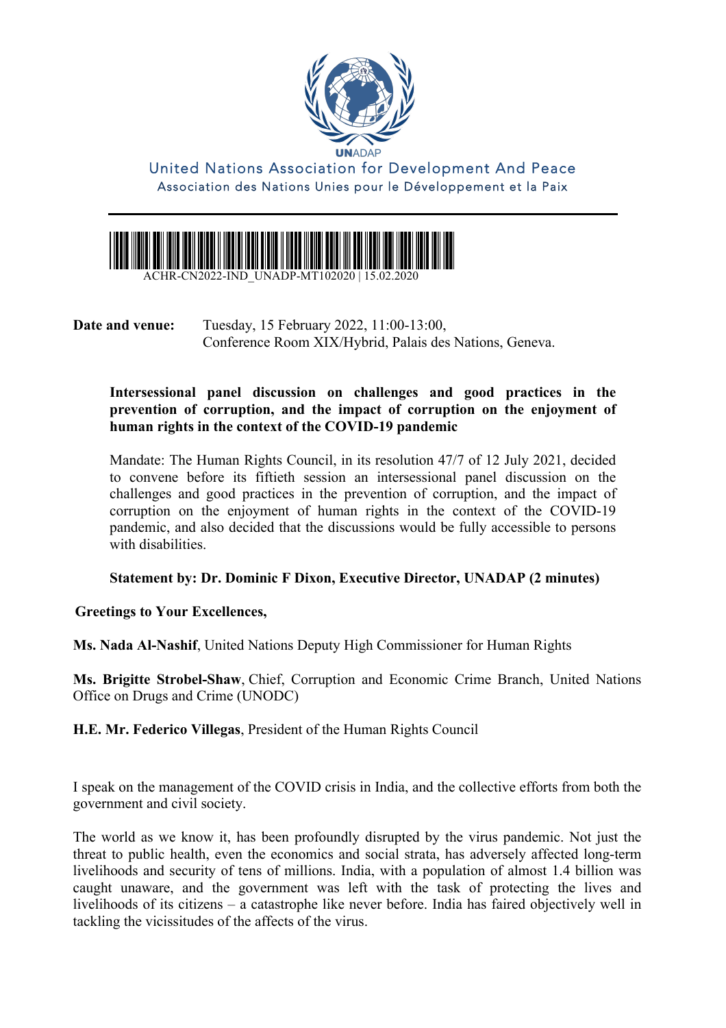**UNADAP**

United Nations Association for Development And Peace

Association des Nations Unies pour le Développement et la Paix

ACHR-CN2022-IND_UNADP-MT102020 | 15.02.2020

**Date and venue:** Tuesday, 15 February 2022, 11:00-13:00, Conference Room XIX/Hybrid, Palais des Nations, Geneva.

**Intersessional panel discussion on challenges and good practices in the prevention of corruption, and the impact of corruption on the enjoyment of human rights in the context of the COVID-19 pandemic**

Mandate: The Human Rights Council, in its resolution 47/7 of 12 July 2021, decided to convene before its fiftieth session an intersessional panel discussion on the challenges and good practices in the prevention of corruption, and the impact of corruption on the enjoyment of human rights in the context of the COVID-19 pandemic, and also decided that the discussions would be fully accessible to persons with disabilities.

**Statement by: Dr. Dominic F Dixon, Executive Director, UNADAP (2 minutes)**

**Greetings to Your Excellences,**

**Ms. Nada Al-Nashif**, United Nations Deputy High Commissioner for Human Rights

**Ms. Brigitte Strobel-Shaw**, Chief, Corruption and Economic Crime Branch, United Nations Office on Drugs and Crime (UNODC)

**H.E. Mr. Federico Villegas**, President of the Human Rights Council

I speak on the management of the COVID crisis in India, and the collective efforts from both the government and civil society.

The world as we know it, has been profoundly disrupted by the virus pandemic. Not just the threat to public health, even the economics and social strata, has adversely affected long-term livelihoods and security of tens of millions. India, with a population of almost 1.4 billion was caught unaware, and the government was left with the task of protecting the lives and livelihoods of its citizens – a catastrophe like never before. India has faired objectively well in tackling the vicissitudes of the affects of the virus.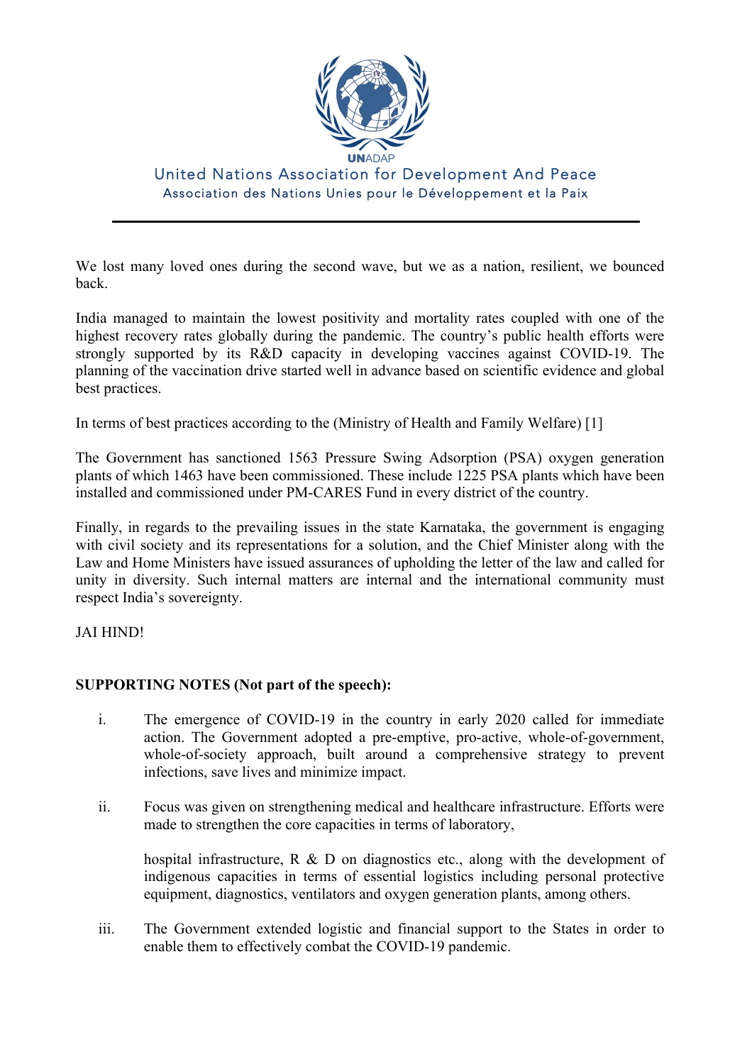We lost many loved ones during the second wave, but we as a nation, resilient, we bounced back.

India managed to maintain the lowest positivity and mortality rates coupled with one of the highest recovery rates globally during the pandemic. The country's public health efforts were strongly supported by its R&D capacity in developing vaccines against COVID-19. The planning of the vaccination drive started well in advance based on scientific evidence and global best practices.

In terms of best practices according to the (Ministry of Health and Family Welfare) [1]

The Government has sanctioned 1563 Pressure Swing Adsorption (PSA) oxygen generation plants of which 1463 have been commissioned. These include 1225 PSA plants which have been installed and commissioned under PM-CARES Fund in every district of the country.

Finally, in regards to the prevailing issues in the state Karnataka, the government is engaging with civil society and its representations for a solution, and the Chief Minister along with the Law and Home Ministers have issued assurances of upholding the letter of the law and called for unity in diversity. Such internal matters are internal and the international community must respect India's sovereignty.

JAI HIND!

**SUPPORTING NOTES (Not part of the speech):**

i. The emergence of COVID-19 in the country in early 2020 called for immediate action. The Government adopted a pre-emptive, pro-active, whole-of-government, whole-of-society approach, built around a comprehensive strategy to prevent infections, save lives and minimize impact.

ii. Focus was given on strengthening medical and healthcare infrastructure. Efforts were made to strengthen the core capacities in terms of laboratory,

   hospital infrastructure, R & D on diagnostics etc., along with the development of indigenous capacities in terms of essential logistics including personal protective equipment, diagnostics, ventilators and oxygen generation plants, among others.

iii. The Government extended logistic and financial support to the States in order to enable them to effectively combat the COVID-19 pandemic.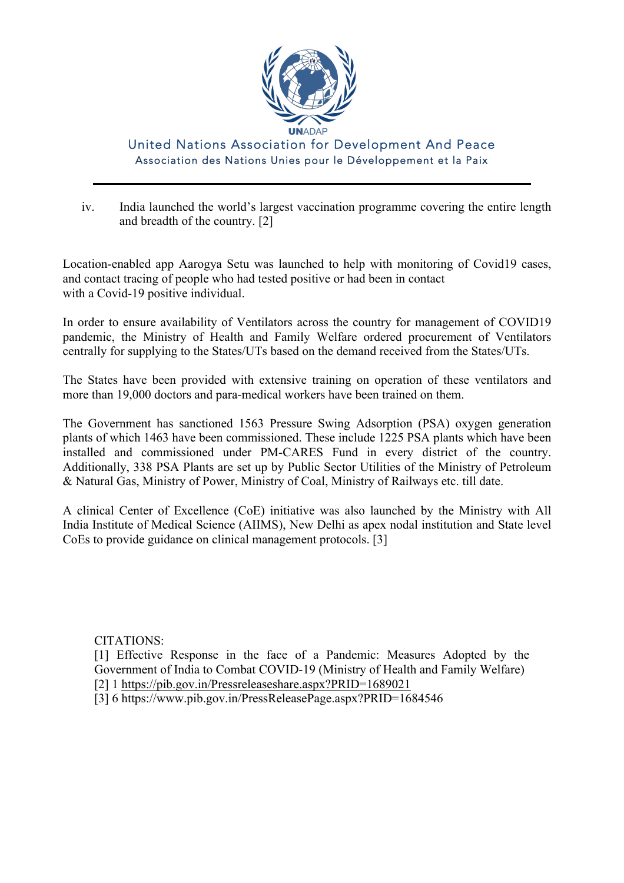iv. India launched the world's largest vaccination programme covering the entire length and breadth of the country. [2]

Location-enabled app Aarogya Setu was launched to help with monitoring of Covid19 cases, and contact tracing of people who had tested positive or had been in contact with a Covid-19 positive individual.

In order to ensure availability of Ventilators across the country for management of COVID19 pandemic, the Ministry of Health and Family Welfare ordered procurement of Ventilators centrally for supplying to the States/UTs based on the demand received from the States/UTs.

The States have been provided with extensive training on operation of these ventilators and more than 19,000 doctors and para-medical workers have been trained on them.

The Government has sanctioned 1563 Pressure Swing Adsorption (PSA) oxygen generation plants of which 1463 have been commissioned. These include 1225 PSA plants which have been installed and commissioned under PM-CARES Fund in every district of the country. Additionally, 338 PSA Plants are set up by Public Sector Utilities of the Ministry of Petroleum & Natural Gas, Ministry of Power, Ministry of Coal, Ministry of Railways etc. till date.

A clinical Center of Excellence (CoE) initiative was also launched by the Ministry with All India Institute of Medical Science (AIIMS), New Delhi as apex nodal institution and State level CoEs to provide guidance on clinical management protocols. [3]

CITATIONS:

[1] Effective Response in the face of a Pandemic: Measures Adopted by the Government of India to Combat COVID-19 (Ministry of Health and Family Welfare)

[2] 1 https://pib.gov.in/Pressreleaseshare.aspx?PRID=1689021

[3] 6 https://www.pib.gov.in/PressReleasePage.aspx?PRID=1684546